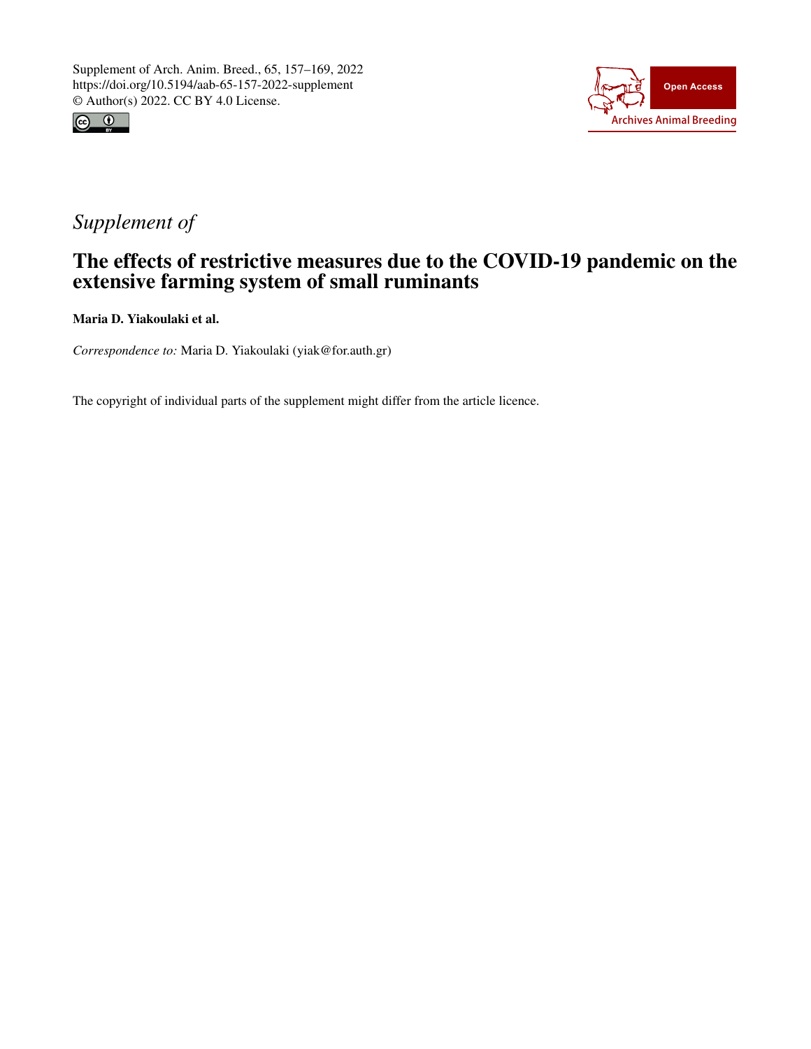Supplement of Arch. Anim. Breed., 65, 157–169, 2022
https://doi.org/10.5194/aab-65-157-2022-supplement
© Author(s) 2022. CC BY 4.0 License.

*Supplement of*

# The effects of restrictive measures due to the COVID-19 pandemic on the extensive farming system of small ruminants

**Maria D. Yiakoulaki et al.**

*Correspondence to:* Maria D. Yiakoulaki (yiak@for.auth.gr)

The copyright of individual parts of the supplement might differ from the article licence.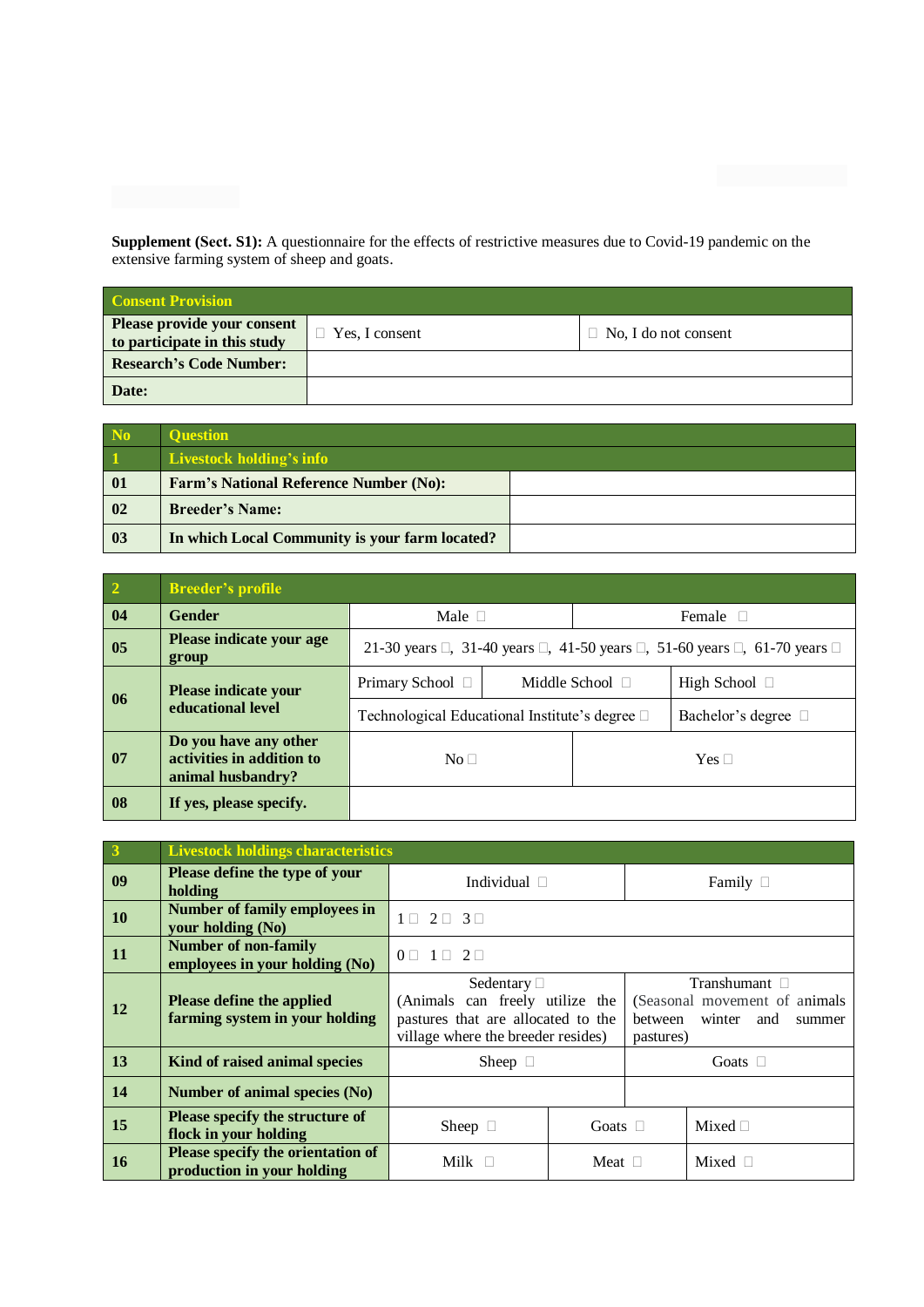**Supplement (Sect. S1):** A questionnaire for the effects of restrictive measures due to Covid-19 pandemic on the extensive farming system of sheep and goats.

| Consent Provision | | |
|---|---|---|
| **Please provide your consent to participate in this study** | ☐ Yes, I consent | ☐ No, I do not consent |
| **Research's Code Number:** | | |
| **Date:** | | |

| No | Question | |
|---|---|---|
| **1** | **Livestock holding's info** | |
| **01** | **Farm's National Reference Number (No):** | |
| **02** | **Breeder's Name:** | |
| **03** | **In which Local Community is your farm located?** | |

| 2 | Breeder's profile | | | |
|---|---|---|---|---|
| **04** | **Gender** | Male ☐ | | Female ☐ |
| **05** | **Please indicate your age group** | 21-30 years ☐, 31-40 years ☐, 41-50 years ☐, 51-60 years ☐, 61-70 years ☐ | | |
| **06** | **Please indicate your educational level** | Primary School ☐ | Middle School ☐ | High School ☐ |
| | | Technological Educational Institute's degree ☐ | | Bachelor's degree ☐ |
| **07** | **Do you have any other activities in addition to animal husbandry?** | No ☐ | | Yes ☐ |
| **08** | **If yes, please specify.** | | | |

| 3 | Livestock holdings characteristics | | | |
|---|---|---|---|---|
| **09** | **Please define the type of your holding** | Individual ☐ | | Family ☐ |
| **10** | **Number of family employees in your holding (No)** | 1 ☐ 2 ☐ 3 ☐ | | |
| **11** | **Number of non-family employees in your holding (No)** | 0 ☐ 1 ☐ 2 ☐ | | |
| **12** | **Please define the applied farming system in your holding** | Sedentary ☐ (Animals can freely utilize the pastures that are allocated to the village where the breeder resides) | | Transhumant ☐ (Seasonal movement of animals between winter and summer pastures) |
| **13** | **Kind of raised animal species** | Sheep ☐ | | Goats ☐ |
| **14** | **Number of animal species (No)** | | | |
| **15** | **Please specify the structure of flock in your holding** | Sheep ☐ | Goats ☐ | Mixed ☐ |
| **16** | **Please specify the orientation of production in your holding** | Milk ☐ | Meat ☐ | Mixed ☐ |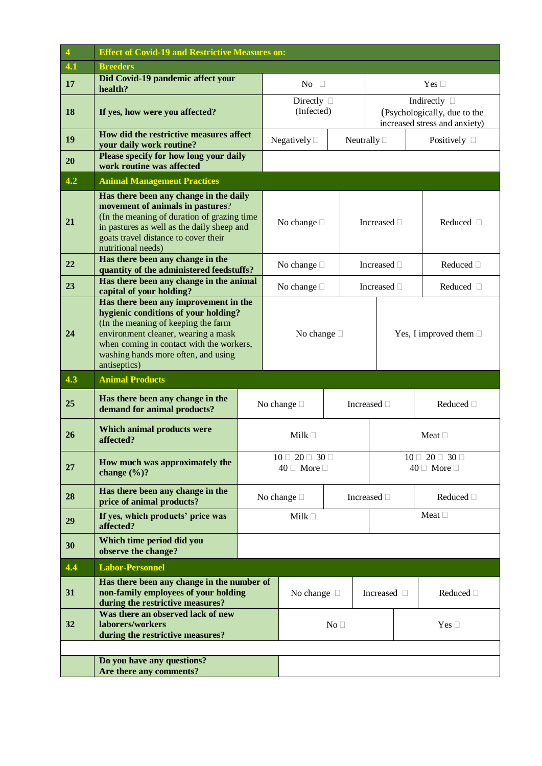| | | | | | |
|---|---|---|---|---|---|
| **4** | **Effect of Covid-19 and Restrictive Measures on:** | | | | |
| **4.1** | **Breeders** | | | | |
| **17** | **Did Covid-19 pandemic affect your health?** | No ☐ | | Yes ☐ | |
| **18** | **If yes, how were you affected?** | Directly ☐ (Infected) | | Indirectly ☐ (Psychologically, due to the increased stress and anxiety) | |
| **19** | **How did the restrictive measures affect your daily work routine?** | Negatively ☐ | Neutrally ☐ | Positively ☐ | |
| **20** | **Please specify for how long your daily work routine was affected** | | | | |
| **4.2** | **Animal Management Practices** | | | | |
| **21** | **Has there been any change in the daily movement of animals in pastures?** (In the meaning of duration of grazing time in pastures as well as the daily sheep and goats travel distance to cover their nutritional needs) | No change ☐ | Increased ☐ | Reduced ☐ | |
| **22** | **Has there been any change in the quantity of the administered feedstuffs?** | No change ☐ | Increased ☐ | Reduced ☐ | |
| **23** | **Has there been any change in the animal capital of your holding?** | No change ☐ | Increased ☐ | Reduced ☐ | |
| **24** | **Has there been any improvement in the hygienic conditions of your holding?** (In the meaning of keeping the farm environment cleaner, wearing a mask when coming in contact with the workers, washing hands more often, and using antiseptics) | No change ☐ | | Yes, I improved them ☐ | |
| **4.3** | **Animal Products** | | | | |
| **25** | **Has there been any change in the demand for animal products?** | No change ☐ | Increased ☐ | Reduced ☐ | |
| **26** | **Which animal products were affected?** | Milk ☐ | | Meat ☐ | |
| **27** | **How much was approximately the change (%)?** | 10 ☐ 20 ☐ 30 ☐ 40 ☐ More ☐ | | 10 ☐ 20 ☐ 30 ☐ 40 ☐ More ☐ | |
| **28** | **Has there been any change in the price of animal products?** | No change ☐ | Increased ☐ | Reduced ☐ | |
| **29** | **If yes, which products' price was affected?** | Milk ☐ | | Meat ☐ | |
| **30** | **Which time period did you observe the change?** | | | | |
| **4.4** | **Labor-Personnel** | | | | |
| **31** | **Has there been any change in the number of non-family employees of your holding during the restrictive measures?** | No change ☐ | Increased ☐ | Reduced ☐ | |
| **32** | **Was there an observed lack of new laborers/workers during the restrictive measures?** | No ☐ | | Yes ☐ | |
| | | | | | |
| | **Do you have any questions? Are there any comments?** | | | | |